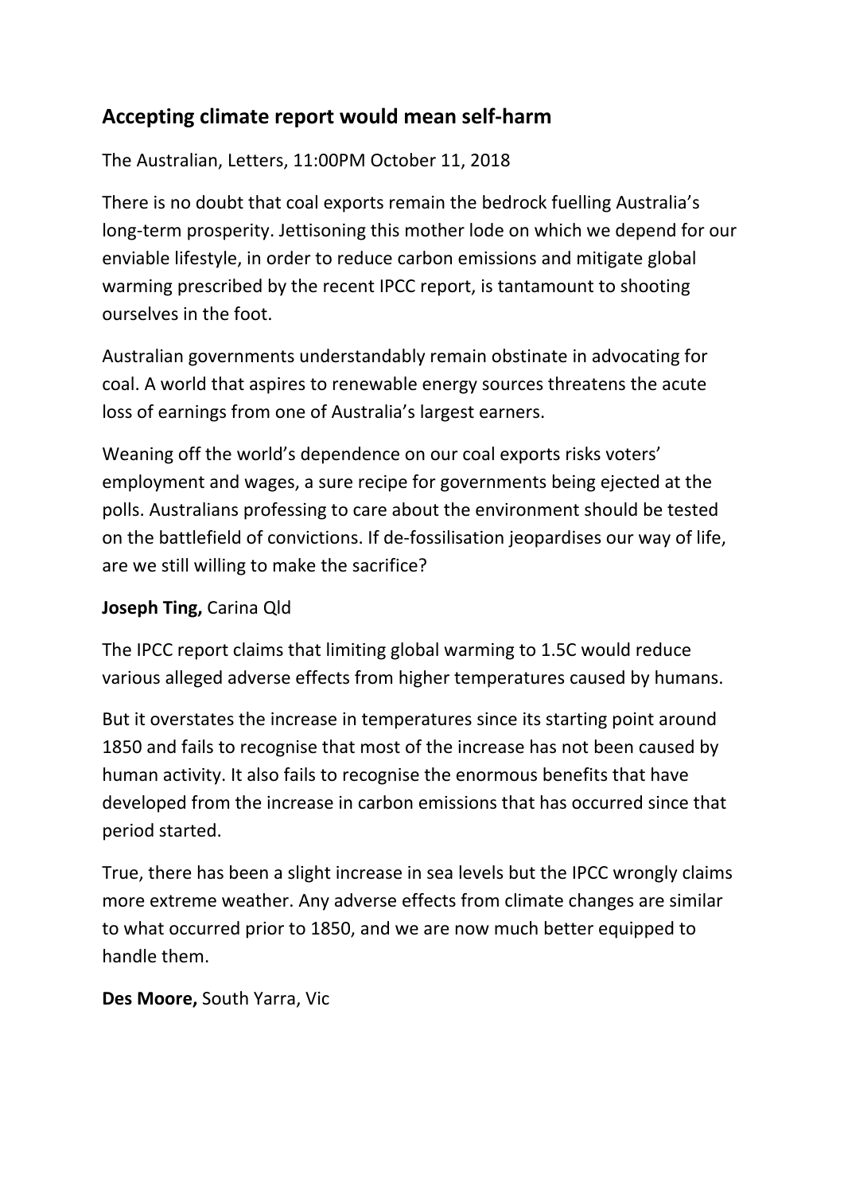## Accepting climate report would mean self-harm

The Australian, Letters, 11:00PM October 11, 2018

There is no doubt that coal exports remain the bedrock fuelling Australia's long-term prosperity. Jettisoning this mother lode on which we depend for our enviable lifestyle, in order to reduce carbon emissions and mitigate global warming prescribed by the recent IPCC report, is tantamount to shooting ourselves in the foot.

Australian governments understandably remain obstinate in advocating for coal. A world that aspires to renewable energy sources threatens the acute loss of earnings from one of Australia's largest earners.

Weaning off the world's dependence on our coal exports risks voters' employment and wages, a sure recipe for governments being ejected at the polls. Australians professing to care about the environment should be tested on the battlefield of convictions. If de-fossilisation jeopardises our way of life, are we still willing to make the sacrifice?

**Joseph Ting,** Carina Qld

The IPCC report claims that limiting global warming to 1.5C would reduce various alleged adverse effects from higher temperatures caused by humans.

But it overstates the increase in temperatures since its starting point around 1850 and fails to recognise that most of the increase has not been caused by human activity. It also fails to recognise the enormous benefits that have developed from the increase in carbon emissions that has occurred since that period started.

True, there has been a slight increase in sea levels but the IPCC wrongly claims more extreme weather. Any adverse effects from climate changes are similar to what occurred prior to 1850, and we are now much better equipped to handle them.

**Des Moore,** South Yarra, Vic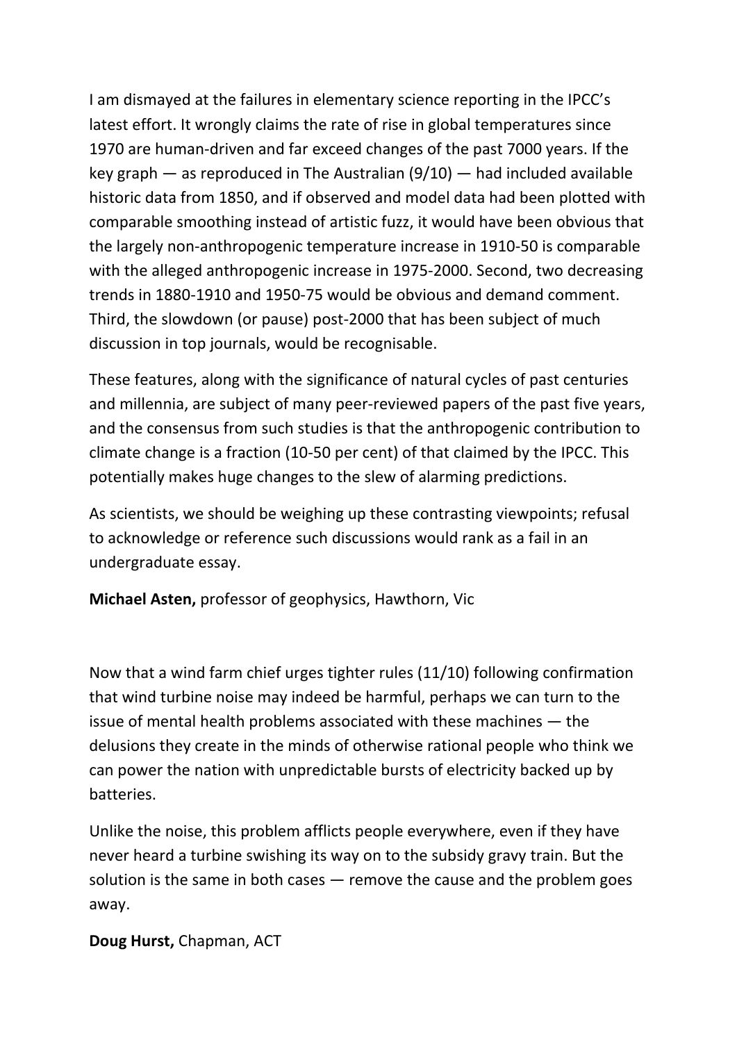I am dismayed at the failures in elementary science reporting in the IPCC's latest effort. It wrongly claims the rate of rise in global temperatures since 1970 are human-driven and far exceed changes of the past 7000 years. If the key graph — as reproduced in The Australian (9/10) — had included available historic data from 1850, and if observed and model data had been plotted with comparable smoothing instead of artistic fuzz, it would have been obvious that the largely non-anthropogenic temperature increase in 1910-50 is comparable with the alleged anthropogenic increase in 1975-2000. Second, two decreasing trends in 1880-1910 and 1950-75 would be obvious and demand comment. Third, the slowdown (or pause) post-2000 that has been subject of much discussion in top journals, would be recognisable.

These features, along with the significance of natural cycles of past centuries and millennia, are subject of many peer-reviewed papers of the past five years, and the consensus from such studies is that the anthropogenic contribution to climate change is a fraction (10-50 per cent) of that claimed by the IPCC. This potentially makes huge changes to the slew of alarming predictions.

As scientists, we should be weighing up these contrasting viewpoints; refusal to acknowledge or reference such discussions would rank as a fail in an undergraduate essay.

**Michael Asten,** professor of geophysics, Hawthorn, Vic

Now that a wind farm chief urges tighter rules (11/10) following confirmation that wind turbine noise may indeed be harmful, perhaps we can turn to the issue of mental health problems associated with these machines — the delusions they create in the minds of otherwise rational people who think we can power the nation with unpredictable bursts of electricity backed up by batteries.

Unlike the noise, this problem afflicts people everywhere, even if they have never heard a turbine swishing its way on to the subsidy gravy train. But the solution is the same in both cases — remove the cause and the problem goes away.

**Doug Hurst,** Chapman, ACT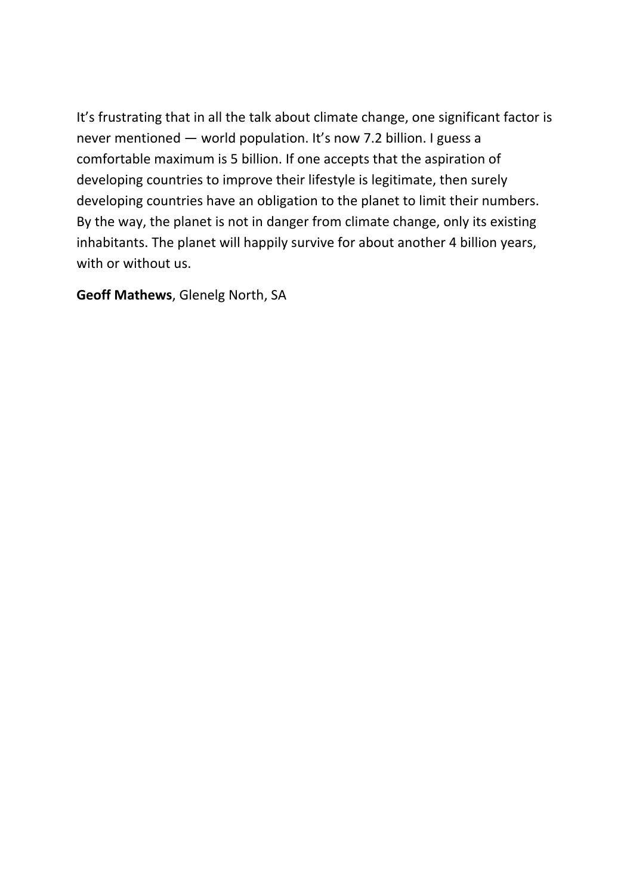It’s frustrating that in all the talk about climate change, one significant factor is never mentioned — world population. It’s now 7.2 billion. I guess a comfortable maximum is 5 billion. If one accepts that the aspiration of developing countries to improve their lifestyle is legitimate, then surely developing countries have an obligation to the planet to limit their numbers. By the way, the planet is not in danger from climate change, only its existing inhabitants. The planet will happily survive for about another 4 billion years, with or without us.

**Geoff Mathews**, Glenelg North, SA